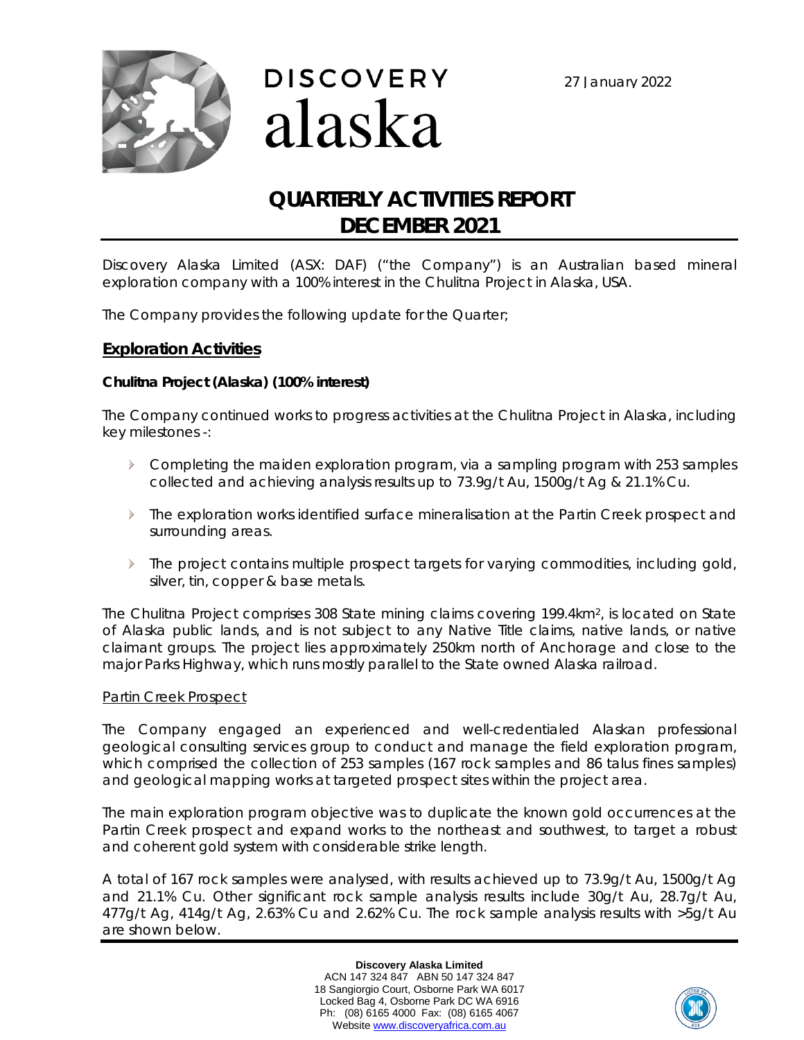DISCOVERY alaska

27 January 2022

# QUARTERLY ACTIVITIES REPORT DECEMBER 2021

Discovery Alaska Limited (ASX: DAF) ("the Company") is an Australian based mineral exploration company with a 100% interest in the Chulitna Project in Alaska, USA.

The Company provides the following update for the Quarter;

## Exploration Activities

### Chulitna Project (Alaska) (100% interest)

The Company continued works to progress activities at the Chulitna Project in Alaska, including key milestones -:

- Completing the maiden exploration program, via a sampling program with 253 samples collected and achieving analysis results up to 73.9g/t Au, 1500g/t Ag & 21.1% Cu.
- The exploration works identified surface mineralisation at the Partin Creek prospect and surrounding areas.
- The project contains multiple prospect targets for varying commodities, including gold, silver, tin, copper & base metals.

The Chulitna Project comprises 308 State mining claims covering 199.4km$^2$, is located on State of Alaska public lands, and is not subject to any Native Title claims, native lands, or native claimant groups. The project lies approximately 250km north of Anchorage and close to the major Parks Highway, which runs mostly parallel to the State owned Alaska railroad.

Partin Creek Prospect

The Company engaged an experienced and well-credentialed Alaskan professional geological consulting services group to conduct and manage the field exploration program, which comprised the collection of 253 samples (167 rock samples and 86 talus fines samples) and geological mapping works at targeted prospect sites within the project area.

The main exploration program objective was to duplicate the known gold occurrences at the Partin Creek prospect and expand works to the northeast and southwest, to target a robust and coherent gold system with considerable strike length.

A total of 167 rock samples were analysed, with results achieved up to 73.9g/t Au, 1500g/t Ag and 21.1% Cu. Other significant rock sample analysis results include 30g/t Au, 28.7g/t Au, 477g/t Ag, 414g/t Ag, 2.63% Cu and 2.62% Cu. The rock sample analysis results with >5g/t Au are shown below.

**Discovery Alaska Limited**
ACN 147 324 847 ABN 50 147 324 847
18 Sangiorgio Court, Osborne Park WA 6017
Locked Bag 4, Osborne Park DC WA 6916
Ph: (08) 6165 4000 Fax: (08) 6165 4067
Website www.discoveryafrica.com.au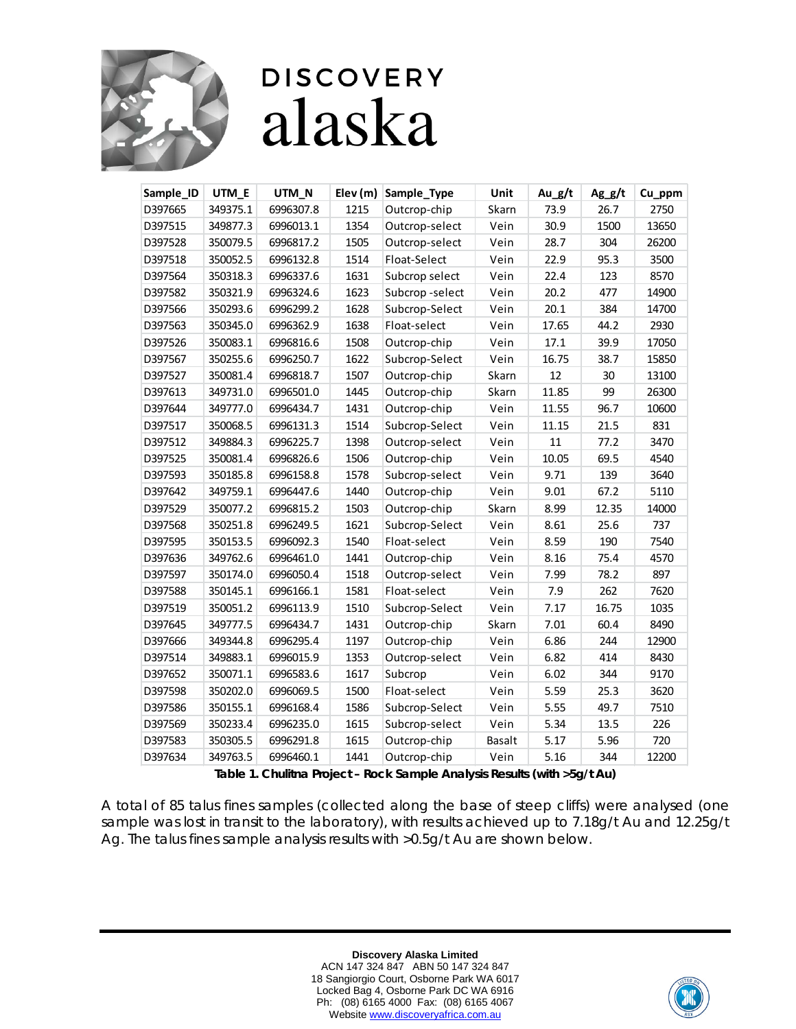| Sample_ID | UTM_E | UTM_N | Elev (m) | Sample_Type | Unit | Au_g/t | Ag_g/t | Cu_ppm |
|---|---|---|---|---|---|---|---|---|
| D397665 | 349375.1 | 6996307.8 | 1215 | Outcrop-chip | Skarn | 73.9 | 26.7 | 2750 |
| D397515 | 349877.3 | 6996013.1 | 1354 | Outcrop-select | Vein | 30.9 | 1500 | 13650 |
| D397528 | 350079.5 | 6996817.2 | 1505 | Outcrop-select | Vein | 28.7 | 304 | 26200 |
| D397518 | 350052.5 | 6996132.8 | 1514 | Float-Select | Vein | 22.9 | 95.3 | 3500 |
| D397564 | 350318.3 | 6996337.6 | 1631 | Subcrop select | Vein | 22.4 | 123 | 8570 |
| D397582 | 350321.9 | 6996324.6 | 1623 | Subcrop -select | Vein | 20.2 | 477 | 14900 |
| D397566 | 350293.6 | 6996299.2 | 1628 | Subcrop-Select | Vein | 20.1 | 384 | 14700 |
| D397563 | 350345.0 | 6996362.9 | 1638 | Float-select | Vein | 17.65 | 44.2 | 2930 |
| D397526 | 350083.1 | 6996816.6 | 1508 | Outcrop-chip | Vein | 17.1 | 39.9 | 17050 |
| D397567 | 350255.6 | 6996250.7 | 1622 | Subcrop-Select | Vein | 16.75 | 38.7 | 15850 |
| D397527 | 350081.4 | 6996818.7 | 1507 | Outcrop-chip | Skarn | 12 | 30 | 13100 |
| D397613 | 349731.0 | 6996501.0 | 1445 | Outcrop-chip | Skarn | 11.85 | 99 | 26300 |
| D397644 | 349777.0 | 6996434.7 | 1431 | Outcrop-chip | Vein | 11.55 | 96.7 | 10600 |
| D397517 | 350068.5 | 6996131.3 | 1514 | Subcrop-Select | Vein | 11.15 | 21.5 | 831 |
| D397512 | 349884.3 | 6996225.7 | 1398 | Outcrop-select | Vein | 11 | 77.2 | 3470 |
| D397525 | 350081.4 | 6996826.6 | 1506 | Outcrop-chip | Vein | 10.05 | 69.5 | 4540 |
| D397593 | 350185.8 | 6996158.8 | 1578 | Subcrop-select | Vein | 9.71 | 139 | 3640 |
| D397642 | 349759.1 | 6996447.6 | 1440 | Outcrop-chip | Vein | 9.01 | 67.2 | 5110 |
| D397529 | 350077.2 | 6996815.2 | 1503 | Outcrop-chip | Skarn | 8.99 | 12.35 | 14000 |
| D397568 | 350251.8 | 6996249.5 | 1621 | Subcrop-Select | Vein | 8.61 | 25.6 | 737 |
| D397595 | 350153.5 | 6996092.3 | 1540 | Float-select | Vein | 8.59 | 190 | 7540 |
| D397636 | 349762.6 | 6996461.0 | 1441 | Outcrop-chip | Vein | 8.16 | 75.4 | 4570 |
| D397597 | 350174.0 | 6996050.4 | 1518 | Outcrop-select | Vein | 7.99 | 78.2 | 897 |
| D397588 | 350145.1 | 6996166.1 | 1581 | Float-select | Vein | 7.9 | 262 | 7620 |
| D397519 | 350051.2 | 6996113.9 | 1510 | Subcrop-Select | Vein | 7.17 | 16.75 | 1035 |
| D397645 | 349777.5 | 6996434.7 | 1431 | Outcrop-chip | Skarn | 7.01 | 60.4 | 8490 |
| D397666 | 349344.8 | 6996295.4 | 1197 | Outcrop-chip | Vein | 6.86 | 244 | 12900 |
| D397514 | 349883.1 | 6996015.9 | 1353 | Outcrop-select | Vein | 6.82 | 414 | 8430 |
| D397652 | 350071.1 | 6996583.6 | 1617 | Subcrop | Vein | 6.02 | 344 | 9170 |
| D397598 | 350202.0 | 6996069.5 | 1500 | Float-select | Vein | 5.59 | 25.3 | 3620 |
| D397586 | 350155.1 | 6996168.4 | 1586 | Subcrop-Select | Vein | 5.55 | 49.7 | 7510 |
| D397569 | 350233.4 | 6996235.0 | 1615 | Subcrop-select | Vein | 5.34 | 13.5 | 226 |
| D397583 | 350305.5 | 6996291.8 | 1615 | Outcrop-chip | Basalt | 5.17 | 5.96 | 720 |
| D397634 | 349763.5 | 6996460.1 | 1441 | Outcrop-chip | Vein | 5.16 | 344 | 12200 |

**Table 1. Chulitna Project – Rock Sample Analysis Results (with >5g/t Au)**

A total of 85 talus fines samples (collected along the base of steep cliffs) were analysed (one sample was lost in transit to the laboratory), with results achieved up to 7.18g/t Au and 12.25g/t Ag. The talus fines sample analysis results with >0.5g/t Au are shown below.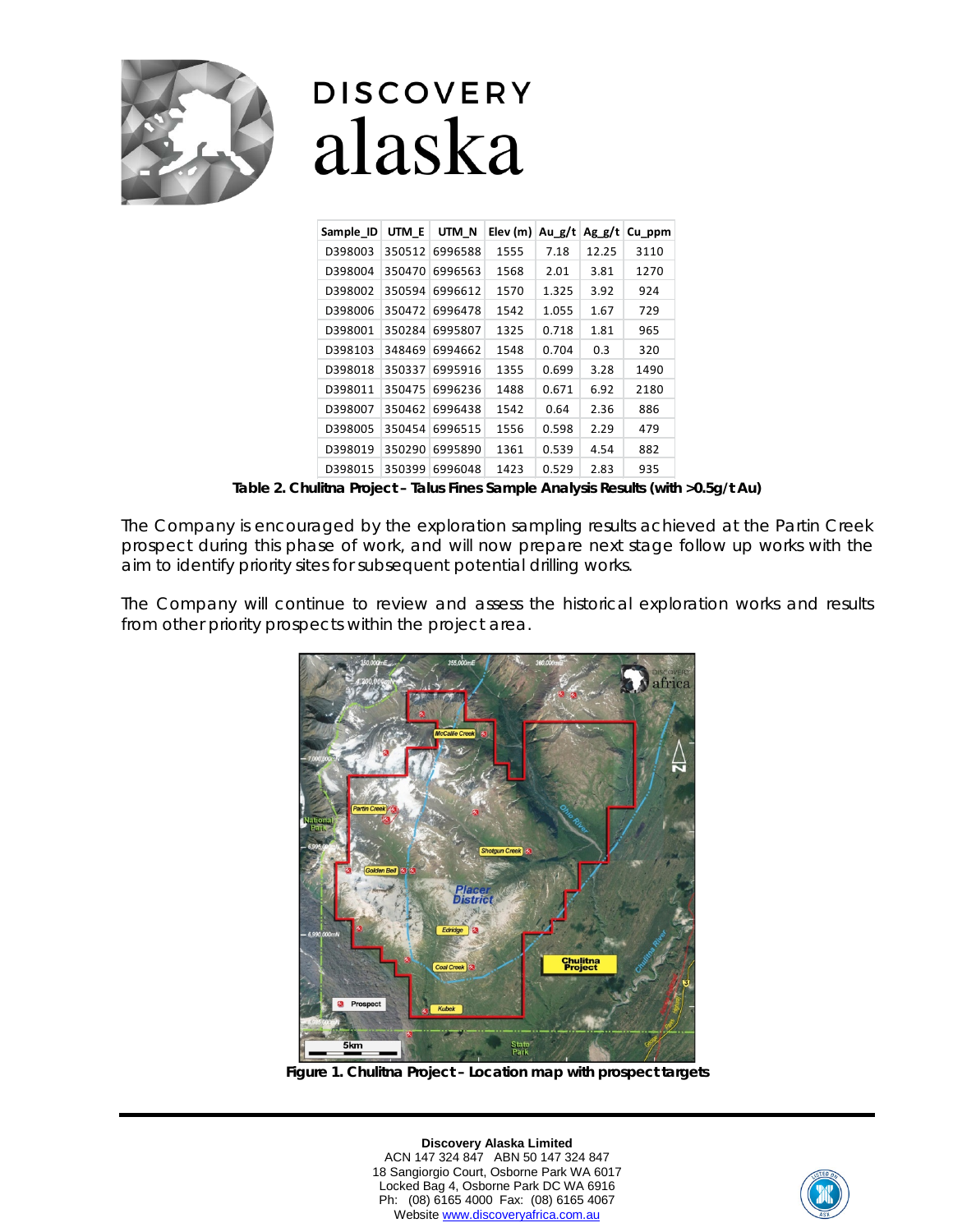| Sample_ID | UTM_E | UTM_N | Elev (m) | Au_g/t | Ag_g/t | Cu_ppm |
|---|---|---|---|---|---|---|
| D398003 | 350512 | 6996588 | 1555 | 7.18 | 12.25 | 3110 |
| D398004 | 350470 | 6996563 | 1568 | 2.01 | 3.81 | 1270 |
| D398002 | 350594 | 6996612 | 1570 | 1.325 | 3.92 | 924 |
| D398006 | 350472 | 6996478 | 1542 | 1.055 | 1.67 | 729 |
| D398001 | 350284 | 6995807 | 1325 | 0.718 | 1.81 | 965 |
| D398103 | 348469 | 6994662 | 1548 | 0.704 | 0.3 | 320 |
| D398018 | 350337 | 6995916 | 1355 | 0.699 | 3.28 | 1490 |
| D398011 | 350475 | 6996236 | 1488 | 0.671 | 6.92 | 2180 |
| D398007 | 350462 | 6996438 | 1542 | 0.64 | 2.36 | 886 |
| D398005 | 350454 | 6996515 | 1556 | 0.598 | 2.29 | 479 |
| D398019 | 350290 | 6995890 | 1361 | 0.539 | 4.54 | 882 |
| D398015 | 350399 | 6996048 | 1423 | 0.529 | 2.83 | 935 |

**Table 2. Chulitna Project – Talus Fines Sample Analysis Results (with >0.5g/t Au)**

The Company is encouraged by the exploration sampling results achieved at the Partin Creek prospect during this phase of work, and will now prepare next stage follow up works with the aim to identify priority sites for subsequent potential drilling works.

The Company will continue to review and assess the historical exploration works and results from other priority prospects within the project area.

**Figure 1. Chulitna Project – Location map with prospect targets**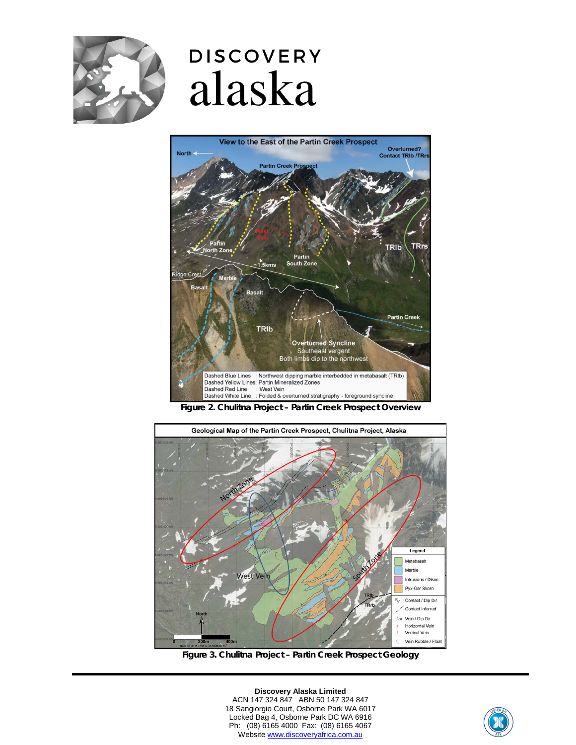Figure 2. Chulitna Project – Partin Creek Prospect Overview

Figure 3. Chulitna Project – Partin Creek Prospect Geology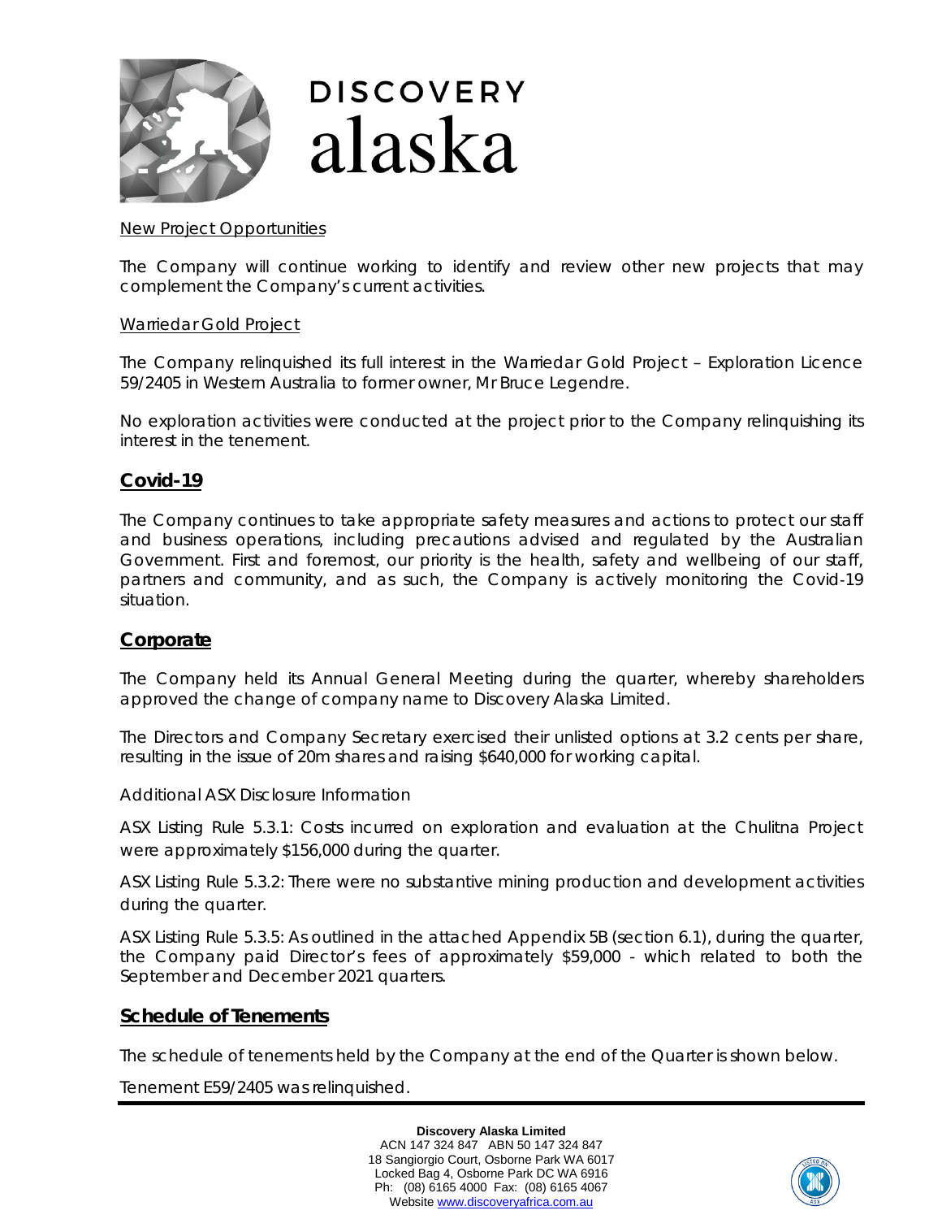New Project Opportunities

The Company will continue working to identify and review other new projects that may complement the Company's current activities.

Warriedar Gold Project

The Company relinquished its full interest in the Warriedar Gold Project – Exploration Licence 59/2405 in Western Australia to former owner, Mr Bruce Legendre.

No exploration activities were conducted at the project prior to the Company relinquishing its interest in the tenement.

## Covid-19

The Company continues to take appropriate safety measures and actions to protect our staff and business operations, including precautions advised and regulated by the Australian Government. First and foremost, our priority is the health, safety and wellbeing of our staff, partners and community, and as such, the Company is actively monitoring the Covid-19 situation.

## Corporate

The Company held its Annual General Meeting during the quarter, whereby shareholders approved the change of company name to Discovery Alaska Limited.

The Directors and Company Secretary exercised their unlisted options at 3.2 cents per share, resulting in the issue of 20m shares and raising $640,000 for working capital.

Additional ASX Disclosure Information

ASX Listing Rule 5.3.1: Costs incurred on exploration and evaluation at the Chulitna Project were approximately $156,000 during the quarter.

ASX Listing Rule 5.3.2: There were no substantive mining production and development activities during the quarter.

ASX Listing Rule 5.3.5: As outlined in the attached Appendix 5B (section 6.1), during the quarter, the Company paid Director's fees of approximately $59,000 - which related to both the September and December 2021 quarters.

## Schedule of Tenements

The schedule of tenements held by the Company at the end of the Quarter is shown below.

Tenement E59/2405 was relinquished.

**Discovery Alaska Limited**
ACN 147 324 847 ABN 50 147 324 847
18 Sangiorgio Court, Osborne Park WA 6017
Locked Bag 4, Osborne Park DC WA 6916
Ph: (08) 6165 4000 Fax: (08) 6165 4067
Website www.discoveryafrica.com.au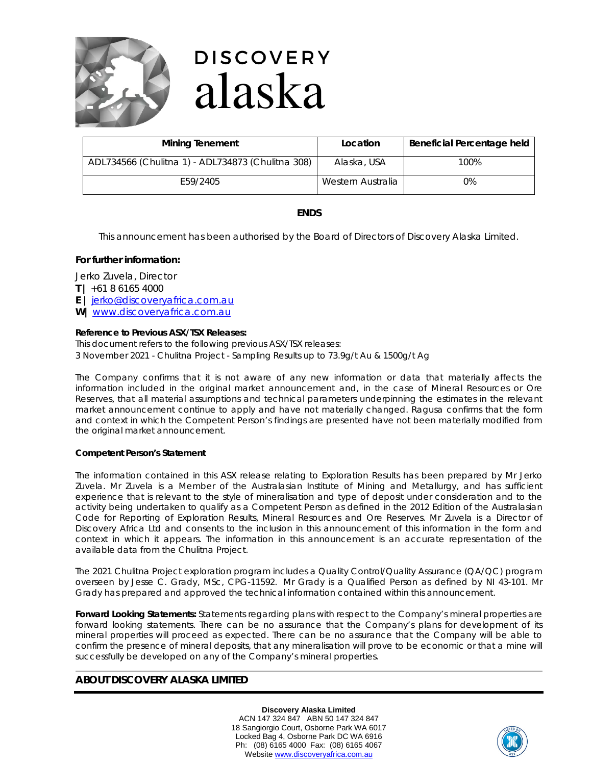| Mining Tenement | Location | Beneficial Percentage held |
|---|---|---|
| ADL734566 (Chulitna 1) - ADL734873 (Chulitna 308) | Alaska, USA | 100% |
| E59/2405 | Western Australia | 0% |

**ENDS**

*This announcement has been authorised by the Board of Directors of Discovery Alaska Limited.*

**For further information:**

Jerko Zuvela, Director
**T |** +61 8 6165 4000
**E |** jerko@discoveryafrica.com.au
**W|** www.discoveryafrica.com.au

**Reference to Previous ASX/TSX Releases:**

This document refers to the following previous ASX/TSX releases:
3 November 2021 - Chulitna Project - Sampling Results up to 73.9g/t Au & 1500g/t Ag

The Company confirms that it is not aware of any new information or data that materially affects the information included in the original market announcement and, in the case of Mineral Resources or Ore Reserves, that all material assumptions and technical parameters underpinning the estimates in the relevant market announcement continue to apply and have not materially changed. Ragusa confirms that the form and context in which the Competent Person's findings are presented have not been materially modified from the original market announcement.

**Competent Person's Statement**

The information contained in this ASX release relating to Exploration Results has been prepared by Mr Jerko Zuvela. Mr Zuvela is a Member of the Australasian Institute of Mining and Metallurgy, and has sufficient experience that is relevant to the style of mineralisation and type of deposit under consideration and to the activity being undertaken to qualify as a Competent Person as defined in the 2012 Edition of the Australasian Code for Reporting of Exploration Results, Mineral Resources and Ore Reserves. Mr Zuvela is a Director of Discovery Africa Ltd and consents to the inclusion in this announcement of this information in the form and context in which it appears. The information in this announcement is an accurate representation of the available data from the Chulitna Project.

The 2021 Chulitna Project exploration program includes a Quality Control/Quality Assurance (QA/QC) program overseen by Jesse C. Grady, MSc, CPG-11592. Mr Grady is a Qualified Person as defined by NI 43-101. Mr Grady has prepared and approved the technical information contained within this announcement.

**Forward Looking Statements:** Statements regarding plans with respect to the Company's mineral properties are forward looking statements. There can be no assurance that the Company's plans for development of its mineral properties will proceed as expected. There can be no assurance that the Company will be able to confirm the presence of mineral deposits, that any mineralisation will prove to be economic or that a mine will successfully be developed on any of the Company's mineral properties.

## ABOUT DISCOVERY ALASKA LIMITED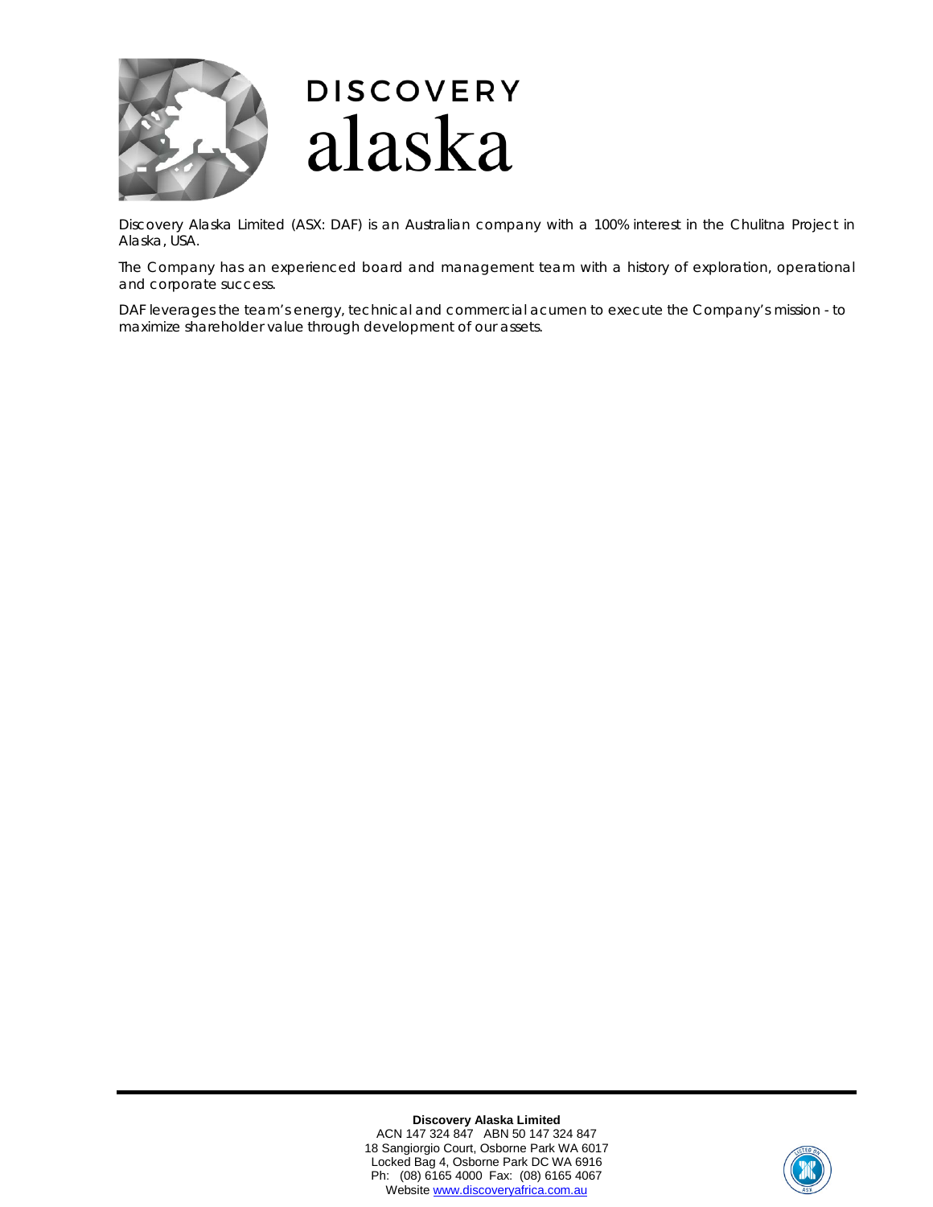# DISCOVERY alaska

Discovery Alaska Limited (ASX: DAF) is an Australian company with a 100% interest in the Chulitna Project in Alaska, USA.

The Company has an experienced board and management team with a history of exploration, operational and corporate success.

DAF leverages the team's energy, technical and commercial acumen to execute the Company's mission - to maximize shareholder value through development of our assets.

**Discovery Alaska Limited**
ACN 147 324 847 ABN 50 147 324 847
18 Sangiorgio Court, Osborne Park WA 6017
Locked Bag 4, Osborne Park DC WA 6916
Ph: (08) 6165 4000 Fax: (08) 6165 4067
Website www.discoveryafrica.com.au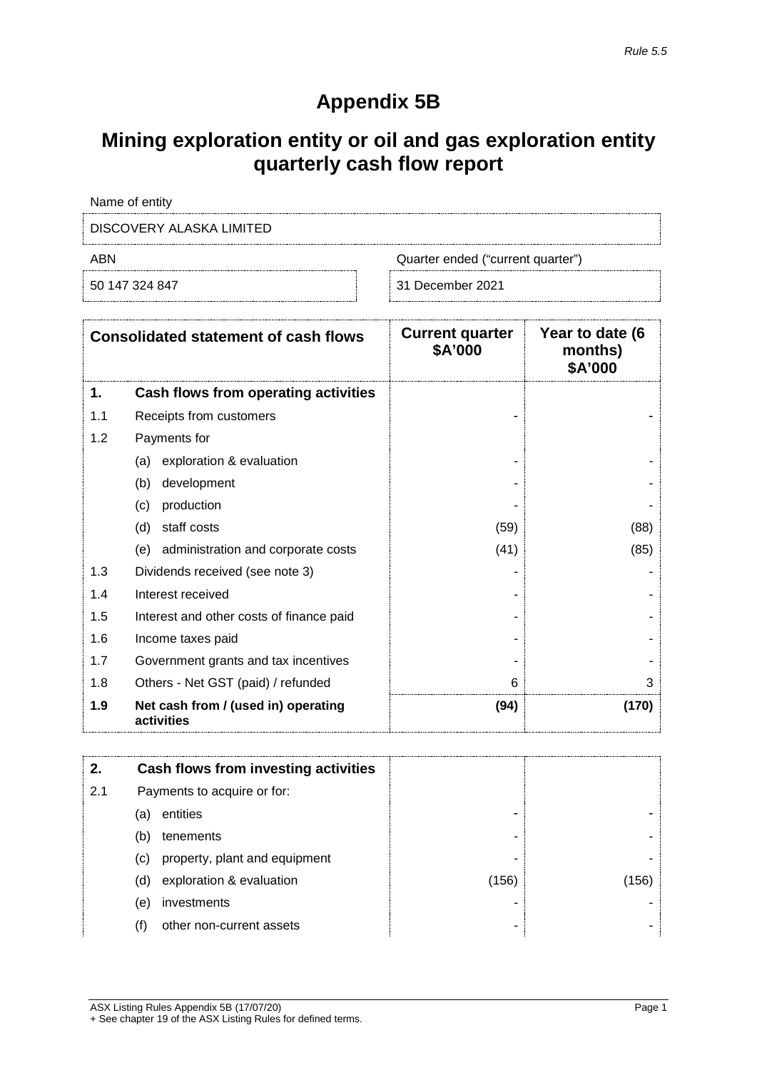*Rule 5.5*

# Appendix 5B

## Mining exploration entity or oil and gas exploration entity quarterly cash flow report

| Name of entity | |
|---|---|
| DISCOVERY ALASKA LIMITED | |
| **ABN** | **Quarter ended ("current quarter")** |
| 50 147 324 847 | 31 December 2021 |

| | Consolidated statement of cash flows | Current quarter $A'000 | Year to date (6 months) $A'000 |
|---|---|---|---|
| **1.** | **Cash flows from operating activities** | | |
| 1.1 | Receipts from customers | - | - |
| 1.2 | Payments for | | |
| | (a) exploration & evaluation | - | - |
| | (b) development | - | - |
| | (c) production | - | - |
| | (d) staff costs | (59) | (88) |
| | (e) administration and corporate costs | (41) | (85) |
| 1.3 | Dividends received (see note 3) | - | - |
| 1.4 | Interest received | - | - |
| 1.5 | Interest and other costs of finance paid | - | - |
| 1.6 | Income taxes paid | - | - |
| 1.7 | Government grants and tax incentives | - | - |
| 1.8 | Others - Net GST (paid) / refunded | 6 | 3 |
| **1.9** | **Net cash from / (used in) operating activities** | **(94)** | **(170)** |

| | | | |
|---|---|---|---|
| **2.** | **Cash flows from investing activities** | | |
| 2.1 | Payments to acquire or for: | | |
| | (a) entities | - | - |
| | (b) tenements | - | - |
| | (c) property, plant and equipment | - | - |
| | (d) exploration & evaluation | (156) | (156) |
| | (e) investments | - | - |
| | (f) other non-current assets | - | - |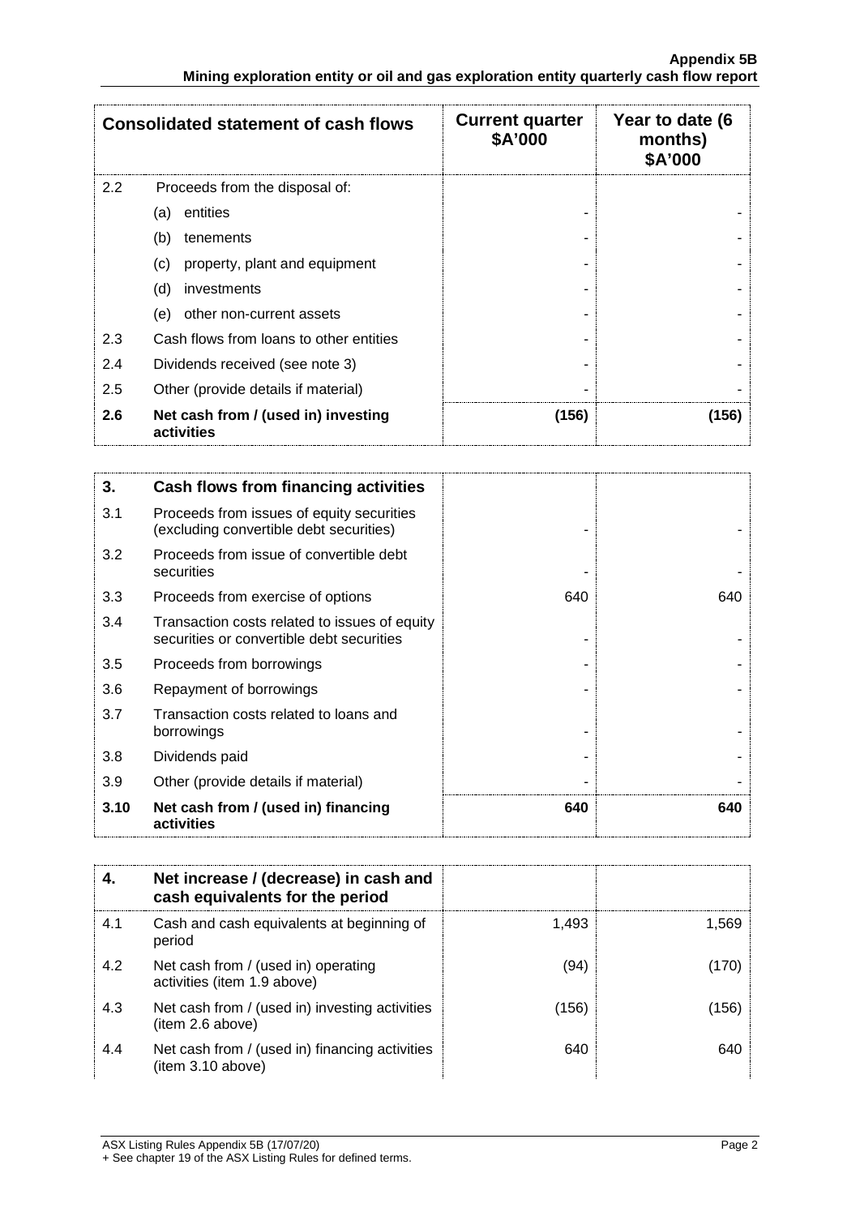| Consolidated statement of cash flows | | Current quarter $A'000 | Year to date (6 months) $A'000 |
|---|---|---|---|
| 2.2 | Proceeds from the disposal of: | | |
| | (a) entities | - | - |
| | (b) tenements | - | - |
| | (c) property, plant and equipment | - | - |
| | (d) investments | - | - |
| | (e) other non-current assets | - | - |
| 2.3 | Cash flows from loans to other entities | - | - |
| 2.4 | Dividends received (see note 3) | - | - |
| 2.5 | Other (provide details if material) | - | - |
| **2.6** | **Net cash from / (used in) investing activities** | **(156)** | **(156)** |

| | | | |
|---|---|---|---|
| **3.** | **Cash flows from financing activities** | | |
| 3.1 | Proceeds from issues of equity securities (excluding convertible debt securities) | - | - |
| 3.2 | Proceeds from issue of convertible debt securities | - | - |
| 3.3 | Proceeds from exercise of options | 640 | 640 |
| 3.4 | Transaction costs related to issues of equity securities or convertible debt securities | - | - |
| 3.5 | Proceeds from borrowings | - | - |
| 3.6 | Repayment of borrowings | - | - |
| 3.7 | Transaction costs related to loans and borrowings | - | - |
| 3.8 | Dividends paid | - | - |
| 3.9 | Other (provide details if material) | - | - |
| **3.10** | **Net cash from / (used in) financing activities** | **640** | **640** |

| | | | |
|---|---|---|---|
| **4.** | **Net increase / (decrease) in cash and cash equivalents for the period** | | |
| 4.1 | Cash and cash equivalents at beginning of period | 1,493 | 1,569 |
| 4.2 | Net cash from / (used in) operating activities (item 1.9 above) | (94) | (170) |
| 4.3 | Net cash from / (used in) investing activities (item 2.6 above) | (156) | (156) |
| 4.4 | Net cash from / (used in) financing activities (item 3.10 above) | 640 | 640 |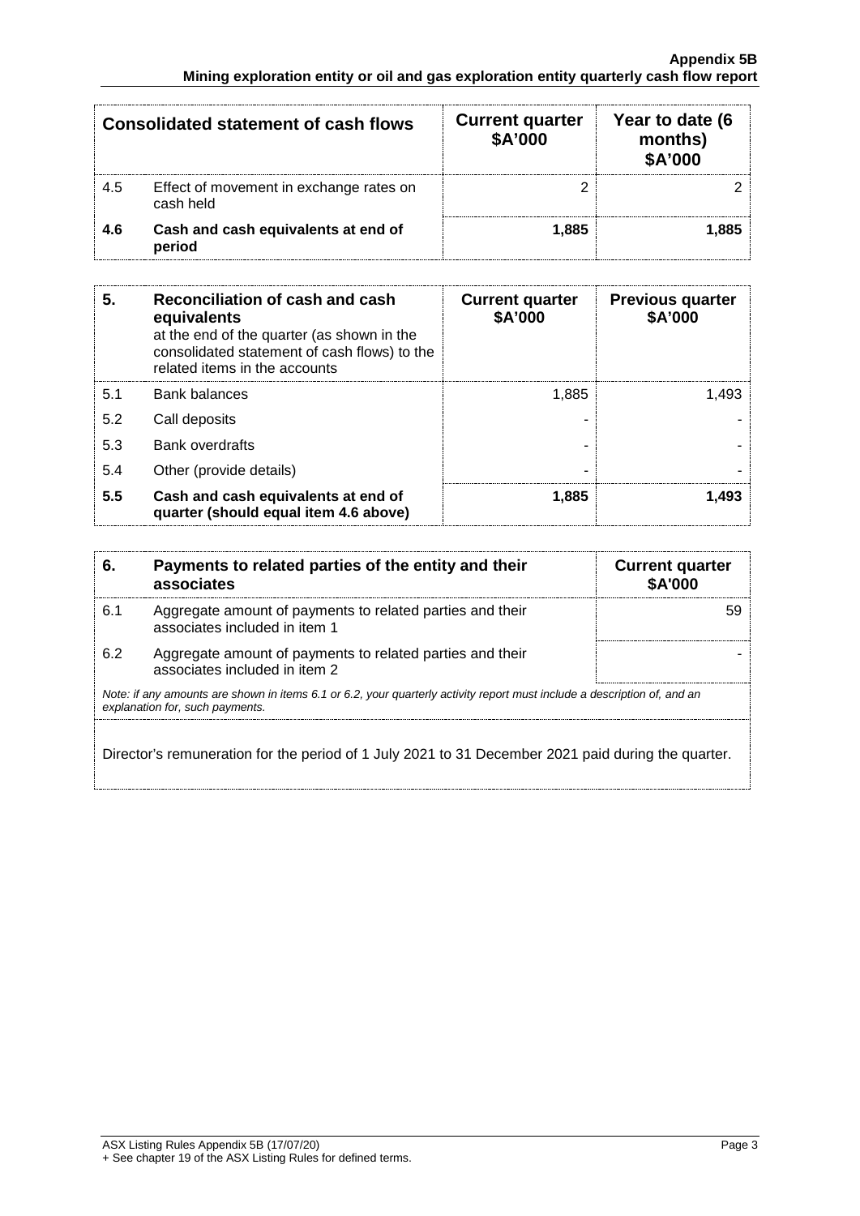| Consolidated statement of cash flows | | Current quarter $A'000 | Year to date (6 months) $A'000 |
|---|---|---|---|
| 4.5 | Effect of movement in exchange rates on cash held | 2 | 2 |
| **4.6** | **Cash and cash equivalents at end of period** | **1,885** | **1,885** |

| **5.** | **Reconciliation of cash and cash equivalents** at the end of the quarter (as shown in the consolidated statement of cash flows) to the related items in the accounts | **Current quarter $A'000** | **Previous quarter $A'000** |
|---|---|---|---|
| 5.1 | Bank balances | 1,885 | 1,493 |
| 5.2 | Call deposits | - | - |
| 5.3 | Bank overdrafts | - | - |
| 5.4 | Other (provide details) | - | - |
| **5.5** | **Cash and cash equivalents at end of quarter (should equal item 4.6 above)** | **1,885** | **1,493** |

| **6.** | **Payments to related parties of the entity and their associates** | **Current quarter $A'000** |
|---|---|---|
| 6.1 | Aggregate amount of payments to related parties and their associates included in item 1 | 59 |
| 6.2 | Aggregate amount of payments to related parties and their associates included in item 2 | - |

*Note: if any amounts are shown in items 6.1 or 6.2, your quarterly activity report must include a description of, and an explanation for, such payments.*

Director's remuneration for the period of 1 July 2021 to 31 December 2021 paid during the quarter.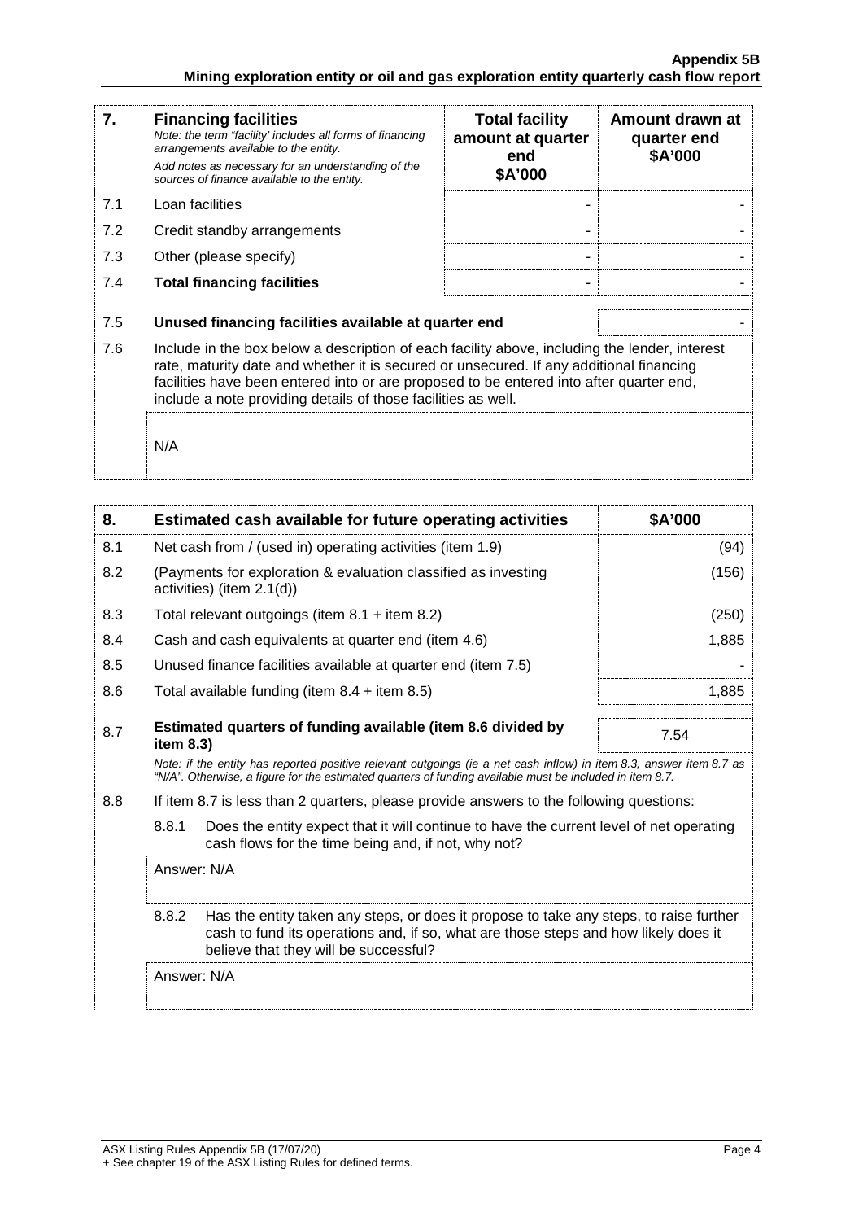| 7. | **Financing facilities** *Note: the term "facility' includes all forms of financing arrangements available to the entity.* *Add notes as necessary for an understanding of the sources of finance available to the entity.* | **Total facility amount at quarter end \$A'000** | **Amount drawn at quarter end \$A'000** |
|---|---|---|---|
| 7.1 | Loan facilities | - | - |
| 7.2 | Credit standby arrangements | - | - |
| 7.3 | Other (please specify) | - | - |
| 7.4 | **Total financing facilities** | - | - |

| | | |
|---|---|---|
| 7.5 | **Unused financing facilities available at quarter end** | - |

7.6 Include in the box below a description of each facility above, including the lender, interest rate, maturity date and whether it is secured or unsecured. If any additional financing facilities have been entered into or are proposed to be entered into after quarter end, include a note providing details of those facilities as well.

N/A

| 8. | **Estimated cash available for future operating activities** | **\$A'000** |
|---|---|---|
| 8.1 | Net cash from / (used in) operating activities (item 1.9) | (94) |
| 8.2 | (Payments for exploration & evaluation classified as investing activities) (item 2.1(d)) | (156) |
| 8.3 | Total relevant outgoings (item 8.1 + item 8.2) | (250) |
| 8.4 | Cash and cash equivalents at quarter end (item 4.6) | 1,885 |
| 8.5 | Unused finance facilities available at quarter end (item 7.5) | - |
| 8.6 | Total available funding (item 8.4 + item 8.5) | 1,885 |
| 8.7 | **Estimated quarters of funding available (item 8.6 divided by item 8.3)** | 7.54 |

*Note: if the entity has reported positive relevant outgoings (ie a net cash inflow) in item 8.3, answer item 8.7 as "N/A". Otherwise, a figure for the estimated quarters of funding available must be included in item 8.7.*

8.8 If item 8.7 is less than 2 quarters, please provide answers to the following questions:

8.8.1 Does the entity expect that it will continue to have the current level of net operating cash flows for the time being and, if not, why not?

Answer: N/A

8.8.2 Has the entity taken any steps, or does it propose to take any steps, to raise further cash to fund its operations and, if so, what are those steps and how likely does it believe that they will be successful?

Answer: N/A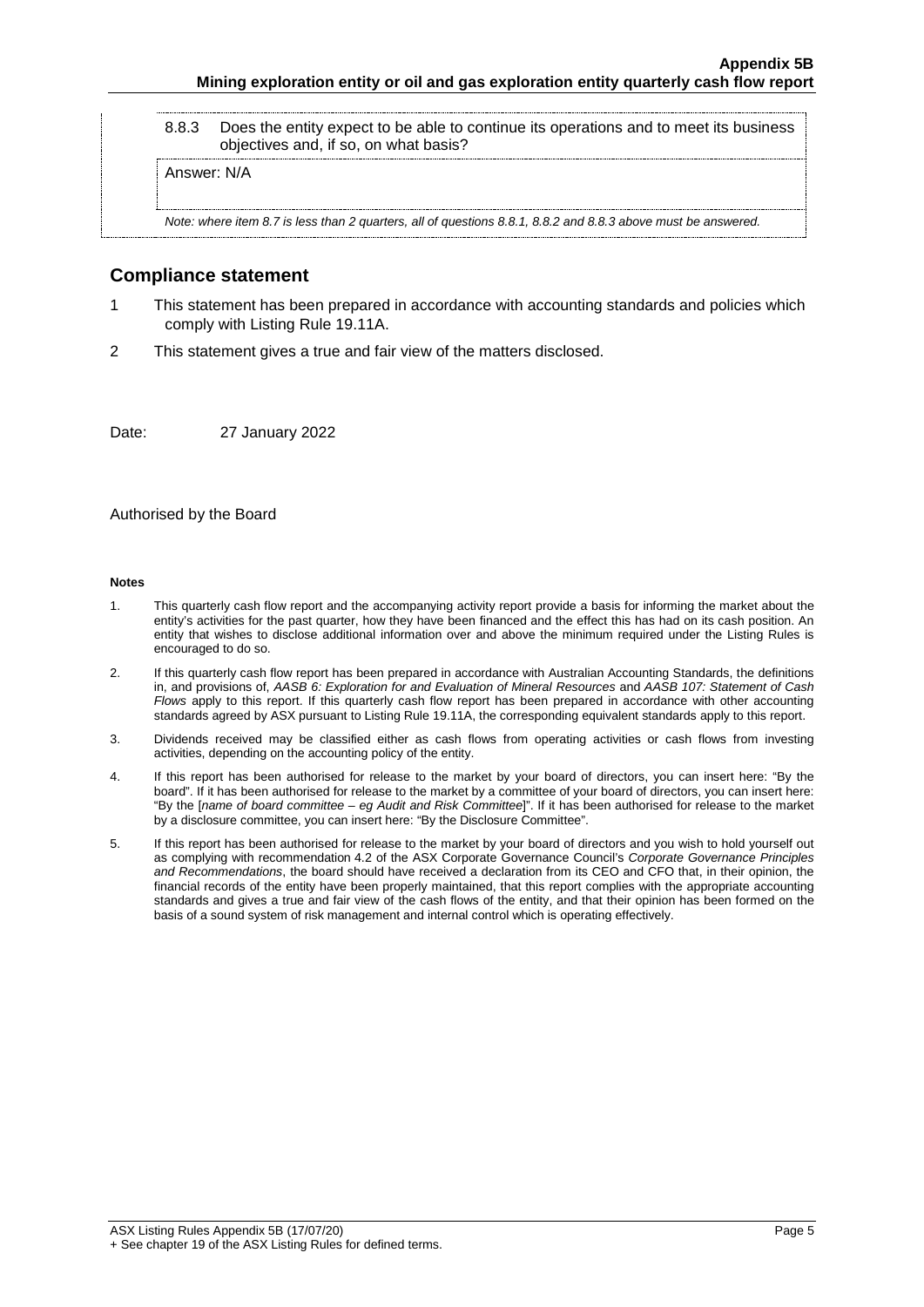8.8.3 Does the entity expect to be able to continue its operations and to meet its business objectives and, if so, on what basis?

Answer: N/A

*Note: where item 8.7 is less than 2 quarters, all of questions 8.8.1, 8.8.2 and 8.8.3 above must be answered.*

## Compliance statement

1 This statement has been prepared in accordance with accounting standards and policies which comply with Listing Rule 19.11A.

2 This statement gives a true and fair view of the matters disclosed.

Date: 27 January 2022

Authorised by the Board

**Notes**

1. This quarterly cash flow report and the accompanying activity report provide a basis for informing the market about the entity's activities for the past quarter, how they have been financed and the effect this has had on its cash position. An entity that wishes to disclose additional information over and above the minimum required under the Listing Rules is encouraged to do so.
2. If this quarterly cash flow report has been prepared in accordance with Australian Accounting Standards, the definitions in, and provisions of, *AASB 6: Exploration for and Evaluation of Mineral Resources* and *AASB 107: Statement of Cash Flows* apply to this report. If this quarterly cash flow report has been prepared in accordance with other accounting standards agreed by ASX pursuant to Listing Rule 19.11A, the corresponding equivalent standards apply to this report.
3. Dividends received may be classified either as cash flows from operating activities or cash flows from investing activities, depending on the accounting policy of the entity.
4. If this report has been authorised for release to the market by your board of directors, you can insert here: "By the board". If it has been authorised for release to the market by a committee of your board of directors, you can insert here: "By the [*name of board committee – eg Audit and Risk Committee*]". If it has been authorised for release to the market by a disclosure committee, you can insert here: "By the Disclosure Committee".
5. If this report has been authorised for release to the market by your board of directors and you wish to hold yourself out as complying with recommendation 4.2 of the ASX Corporate Governance Council's *Corporate Governance Principles and Recommendations*, the board should have received a declaration from its CEO and CFO that, in their opinion, the financial records of the entity have been properly maintained, that this report complies with the appropriate accounting standards and gives a true and fair view of the cash flows of the entity, and that their opinion has been formed on the basis of a sound system of risk management and internal control which is operating effectively.